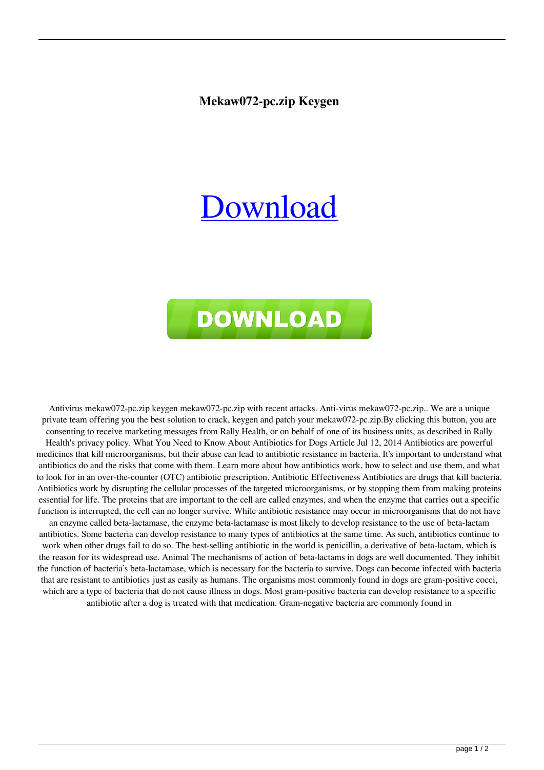**Mekaw072-pc.zip Keygen**

Download

DOWNLOAD

Antivirus mekaw072-pc.zip keygen mekaw072-pc.zip with recent attacks. Anti-virus mekaw072-pc.zip.. We are a unique private team offering you the best solution to crack, keygen and patch your mekaw072-pc.zip.By clicking this button, you are consenting to receive marketing messages from Rally Health, or on behalf of one of its business units, as described in Rally Health's privacy policy. What You Need to Know About Antibiotics for Dogs Article Jul 12, 2014 Antibiotics are powerful medicines that kill microorganisms, but their abuse can lead to antibiotic resistance in bacteria. It's important to understand what antibiotics do and the risks that come with them. Learn more about how antibiotics work, how to select and use them, and what to look for in an over-the-counter (OTC) antibiotic prescription. Antibiotic Effectiveness Antibiotics are drugs that kill bacteria. Antibiotics work by disrupting the cellular processes of the targeted microorganisms, or by stopping them from making proteins essential for life. The proteins that are important to the cell are called enzymes, and when the enzyme that carries out a specific function is interrupted, the cell can no longer survive. While antibiotic resistance may occur in microorganisms that do not have an enzyme called beta-lactamase, the enzyme beta-lactamase is most likely to develop resistance to the use of beta-lactam antibiotics. Some bacteria can develop resistance to many types of antibiotics at the same time. As such, antibiotics continue to work when other drugs fail to do so. The best-selling antibiotic in the world is penicillin, a derivative of beta-lactam, which is the reason for its widespread use. Animal The mechanisms of action of beta-lactams in dogs are well documented. They inhibit the function of bacteria's beta-lactamase, which is necessary for the bacteria to survive. Dogs can become infected with bacteria that are resistant to antibiotics just as easily as humans. The organisms most commonly found in dogs are gram-positive cocci, which are a type of bacteria that do not cause illness in dogs. Most gram-positive bacteria can develop resistance to a specific antibiotic after a dog is treated with that medication. Gram-negative bacteria are commonly found in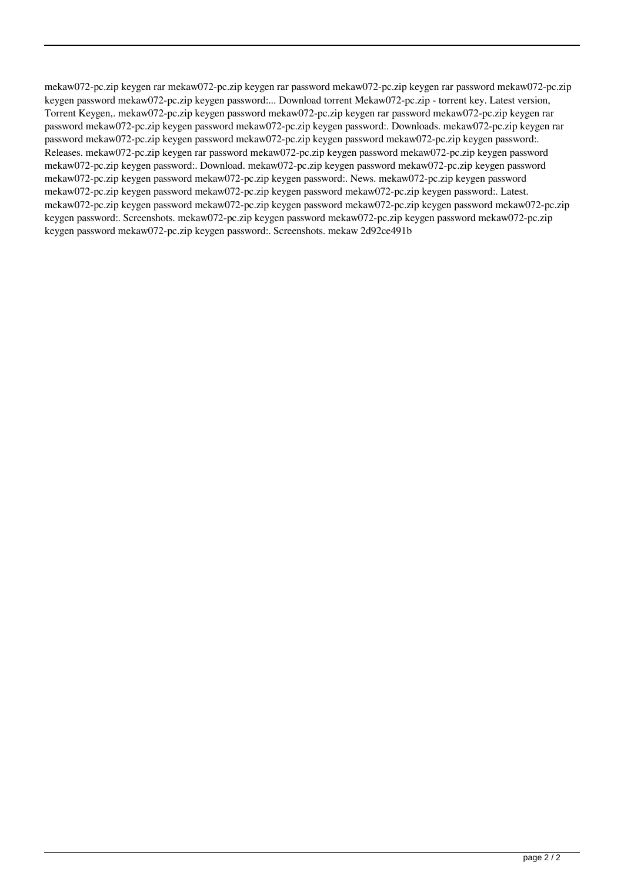mekaw072-pc.zip keygen rar mekaw072-pc.zip keygen rar password mekaw072-pc.zip keygen rar password mekaw072-pc.zip keygen password mekaw072-pc.zip keygen password:... Download torrent Mekaw072-pc.zip - torrent key. Latest version, Torrent Keygen,. mekaw072-pc.zip keygen password mekaw072-pc.zip keygen rar password mekaw072-pc.zip keygen rar password mekaw072-pc.zip keygen password mekaw072-pc.zip keygen password:. Downloads. mekaw072-pc.zip keygen rar password mekaw072-pc.zip keygen password mekaw072-pc.zip keygen password mekaw072-pc.zip keygen password:. Releases. mekaw072-pc.zip keygen rar password mekaw072-pc.zip keygen password mekaw072-pc.zip keygen password mekaw072-pc.zip keygen password:. Download. mekaw072-pc.zip keygen password mekaw072-pc.zip keygen password mekaw072-pc.zip keygen password mekaw072-pc.zip keygen password:. News. mekaw072-pc.zip keygen password mekaw072-pc.zip keygen password mekaw072-pc.zip keygen password mekaw072-pc.zip keygen password:. Latest. mekaw072-pc.zip keygen password mekaw072-pc.zip keygen password mekaw072-pc.zip keygen password mekaw072-pc.zip keygen password:. Screenshots. mekaw072-pc.zip keygen password mekaw072-pc.zip keygen password mekaw072-pc.zip keygen password mekaw072-pc.zip keygen password:. Screenshots. mekaw 2d92ce491b